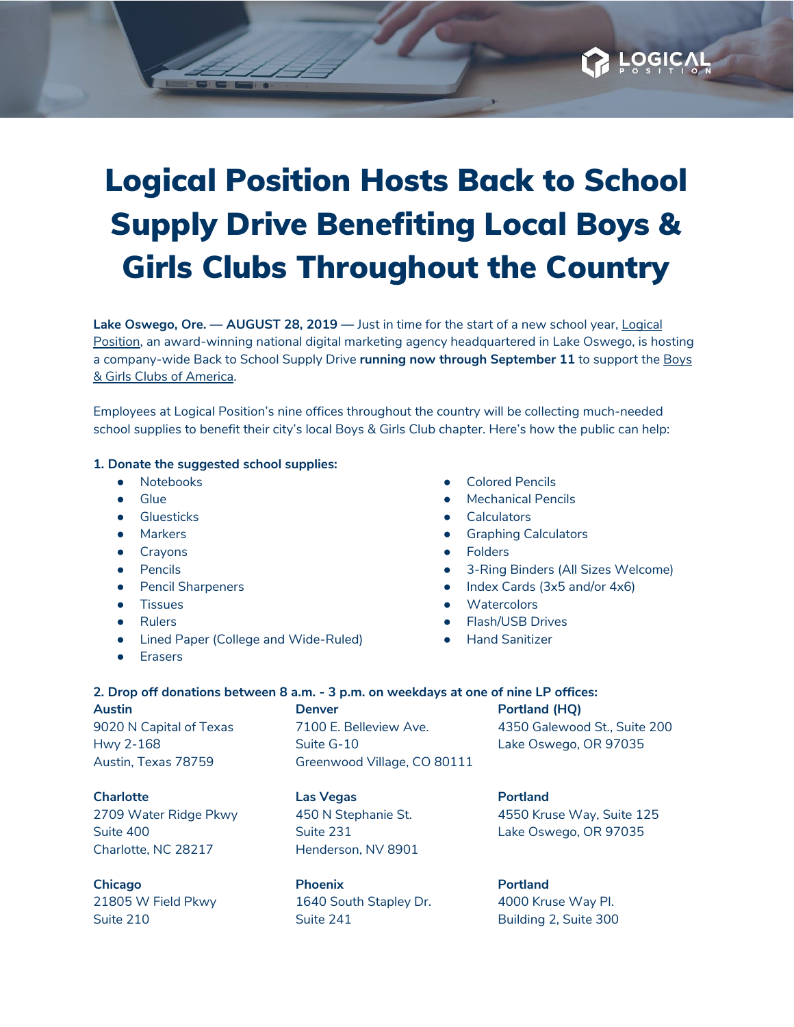# Logical Position Hosts Back to School Supply Drive Benefiting Local Boys & Girls Clubs Throughout the Country

**Lake Oswego, Ore. — AUGUST 28, 2019 —** Just in time for the start of a new school year, Logical Position, an award-winning national digital marketing agency headquartered in Lake Oswego, is hosting a company-wide Back to School Supply Drive **running now through September 11** to support the Boys & Girls Clubs of America.

Employees at Logical Position's nine offices throughout the country will be collecting much-needed school supplies to benefit their city's local Boys & Girls Club chapter. Here's how the public can help:

**1. Donate the suggested school supplies:**

- Notebooks
- Glue
- Gluesticks
- Markers
- Crayons
- Pencils
- Pencil Sharpeners
- Tissues
- Rulers
- Lined Paper (College and Wide-Ruled)
- Erasers
- Colored Pencils
- Mechanical Pencils
- Calculators
- Graphing Calculators
- Folders
- 3-Ring Binders (All Sizes Welcome)
- Index Cards (3x5 and/or 4x6)
- Watercolors
- Flash/USB Drives
- Hand Sanitizer

**2. Drop off donations between 8 a.m. - 3 p.m. on weekdays at one of nine LP offices:**

**Austin**
9020 N Capital of Texas Hwy 2-168
Austin, Texas 78759

**Charlotte**
2709 Water Ridge Pkwy
Suite 400
Charlotte, NC 28217

**Chicago**
21805 W Field Pkwy
Suite 210

**Denver**
7100 E. Belleview Ave.
Suite G-10
Greenwood Village, CO 80111

**Las Vegas**
450 N Stephanie St.
Suite 231
Henderson, NV 8901

**Phoenix**
1640 South Stapley Dr.
Suite 241

**Portland (HQ)**
4350 Galewood St., Suite 200
Lake Oswego, OR 97035

**Portland**
4550 Kruse Way, Suite 125
Lake Oswego, OR 97035

**Portland**
4000 Kruse Way Pl.
Building 2, Suite 300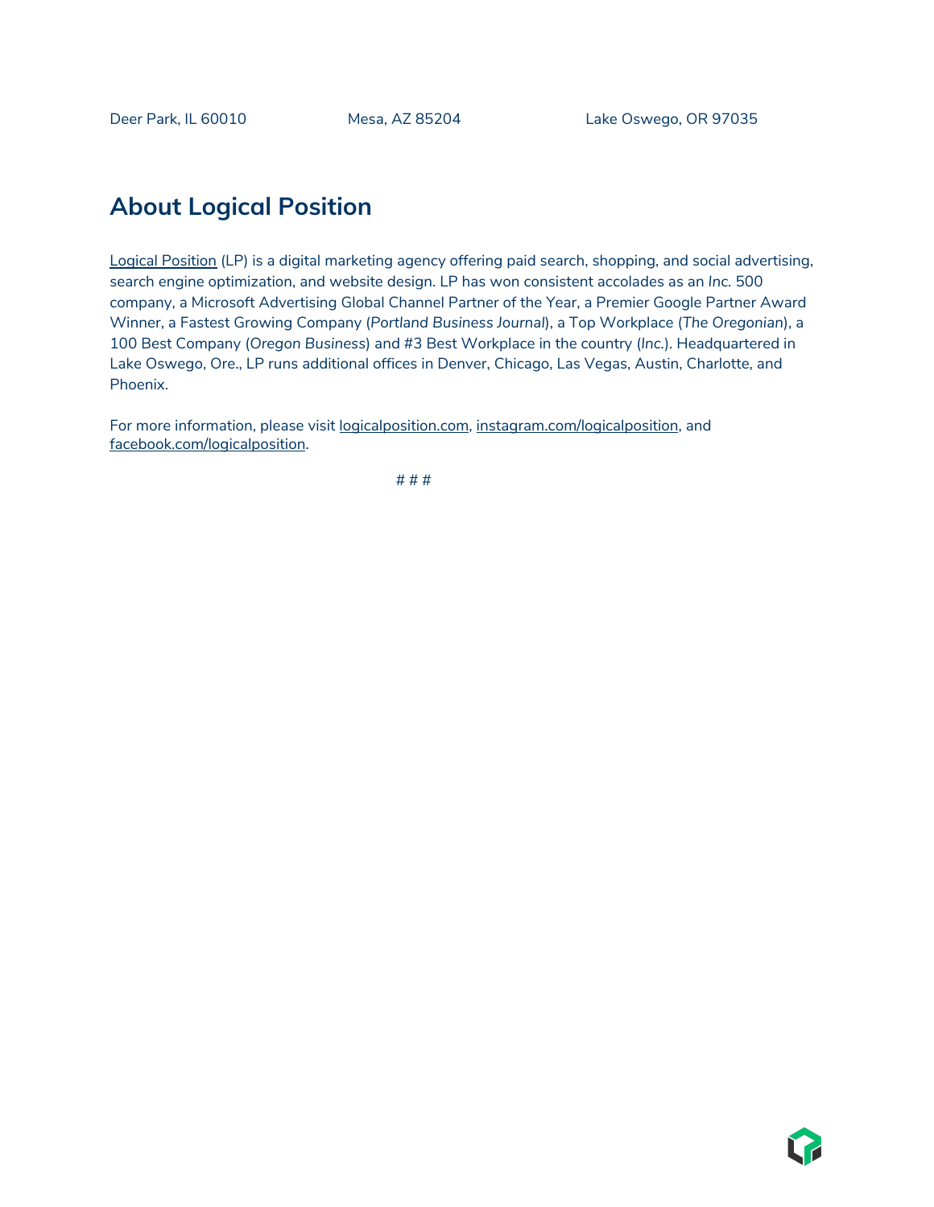Deer Park, IL 60010 Mesa, AZ 85204 Lake Oswego, OR 97035

## About Logical Position

Logical Position (LP) is a digital marketing agency offering paid search, shopping, and social advertising, search engine optimization, and website design. LP has won consistent accolades as an *Inc.* 500 company, a Microsoft Advertising Global Channel Partner of the Year, a Premier Google Partner Award Winner, a Fastest Growing Company (*Portland Business Journal*), a Top Workplace (*The Oregonian*), a 100 Best Company (*Oregon Business*) and #3 Best Workplace in the country (*Inc.*). Headquartered in Lake Oswego, Ore., LP runs additional offices in Denver, Chicago, Las Vegas, Austin, Charlotte, and Phoenix.

For more information, please visit logicalposition.com, instagram.com/logicalposition, and facebook.com/logicalposition.

# # #